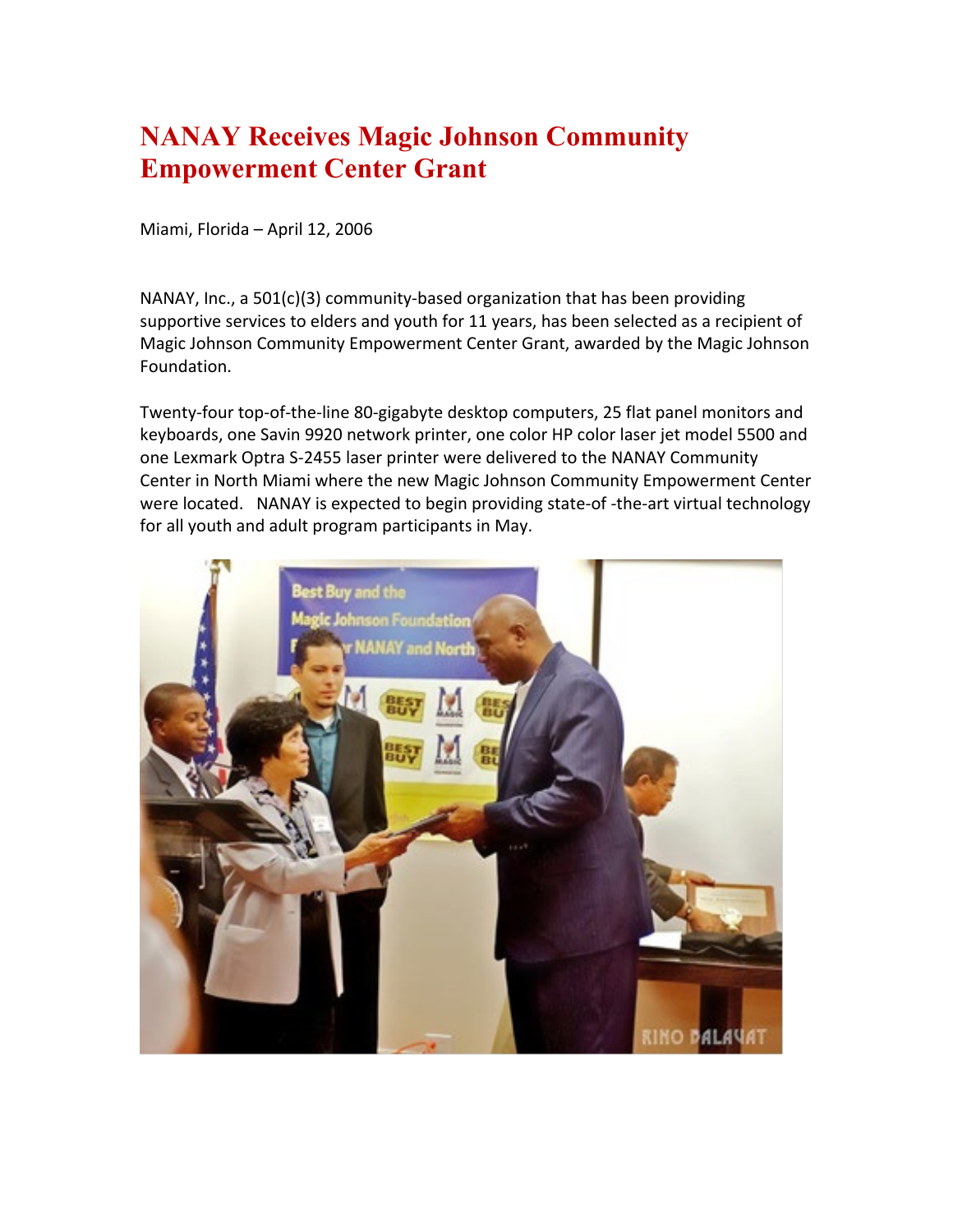# NANAY Receives Magic Johnson Community Empowerment Center Grant

Miami, Florida – April 12, 2006

NANAY, Inc., a 501(c)(3) community-based organization that has been providing supportive services to elders and youth for 11 years, has been selected as a recipient of Magic Johnson Community Empowerment Center Grant, awarded by the Magic Johnson Foundation.

Twenty-four top-of-the-line 80-gigabyte desktop computers, 25 flat panel monitors and keyboards, one Savin 9920 network printer, one color HP color laser jet model 5500 and one Lexmark Optra S-2455 laser printer were delivered to the NANAY Community Center in North Miami where the new Magic Johnson Community Empowerment Center were located. NANAY is expected to begin providing state-of -the-art virtual technology for all youth and adult program participants in May.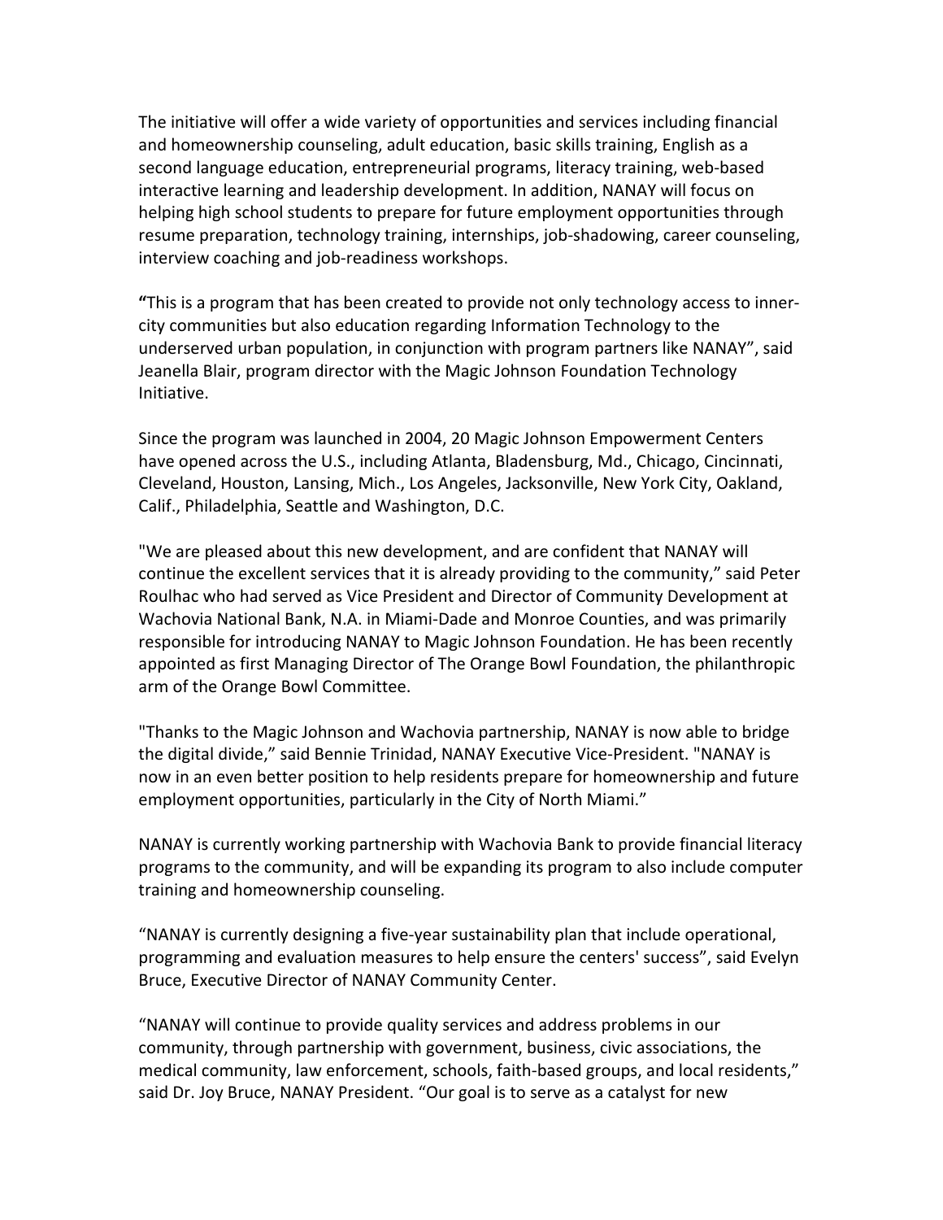The initiative will offer a wide variety of opportunities and services including financial and homeownership counseling, adult education, basic skills training, English as a second language education, entrepreneurial programs, literacy training, web-based interactive learning and leadership development. In addition, NANAY will focus on helping high school students to prepare for future employment opportunities through resume preparation, technology training, internships, job-shadowing, career counseling, interview coaching and job-readiness workshops.

**“**This is a program that has been created to provide not only technology access to inner-city communities but also education regarding Information Technology to the underserved urban population, in conjunction with program partners like NANAY”, said Jeanella Blair, program director with the Magic Johnson Foundation Technology Initiative.

Since the program was launched in 2004, 20 Magic Johnson Empowerment Centers have opened across the U.S., including Atlanta, Bladensburg, Md., Chicago, Cincinnati, Cleveland, Houston, Lansing, Mich., Los Angeles, Jacksonville, New York City, Oakland, Calif., Philadelphia, Seattle and Washington, D.C.

"We are pleased about this new development, and are confident that NANAY will continue the excellent services that it is already providing to the community,” said Peter Roulhac who had served as Vice President and Director of Community Development at Wachovia National Bank, N.A. in Miami-Dade and Monroe Counties, and was primarily responsible for introducing NANAY to Magic Johnson Foundation. He has been recently appointed as first Managing Director of The Orange Bowl Foundation, the philanthropic arm of the Orange Bowl Committee.

"Thanks to the Magic Johnson and Wachovia partnership, NANAY is now able to bridge the digital divide,” said Bennie Trinidad, NANAY Executive Vice-President. "NANAY is now in an even better position to help residents prepare for homeownership and future employment opportunities, particularly in the City of North Miami.”

NANAY is currently working partnership with Wachovia Bank to provide financial literacy programs to the community, and will be expanding its program to also include computer training and homeownership counseling.

“NANAY is currently designing a five-year sustainability plan that include operational, programming and evaluation measures to help ensure the centers' success”, said Evelyn Bruce, Executive Director of NANAY Community Center.

“NANAY will continue to provide quality services and address problems in our community, through partnership with government, business, civic associations, the medical community, law enforcement, schools, faith-based groups, and local residents,” said Dr. Joy Bruce, NANAY President. “Our goal is to serve as a catalyst for new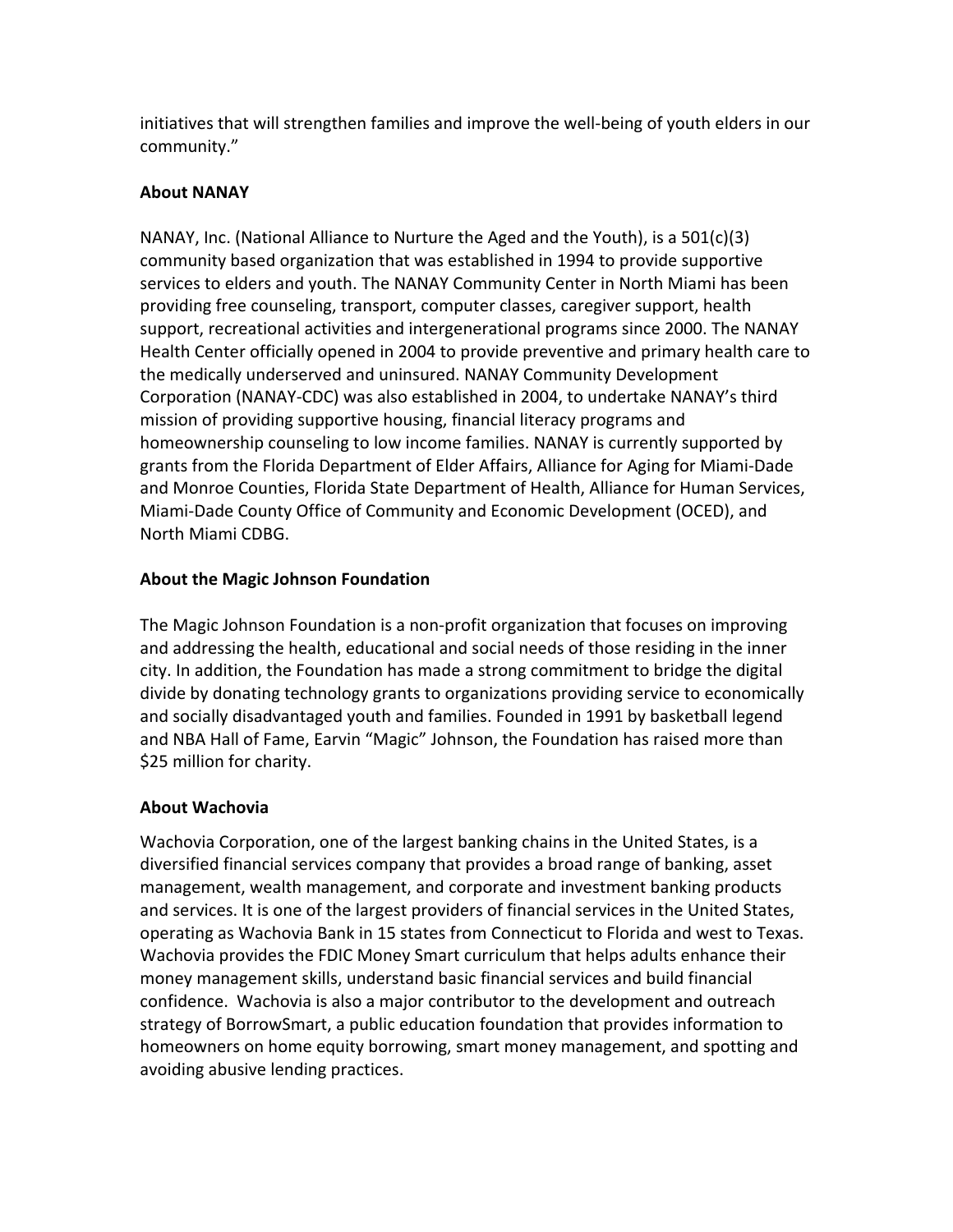initiatives that will strengthen families and improve the well-being of youth elders in our community."

**About NANAY**

NANAY, Inc. (National Alliance to Nurture the Aged and the Youth), is a 501(c)(3) community based organization that was established in 1994 to provide supportive services to elders and youth. The NANAY Community Center in North Miami has been providing free counseling, transport, computer classes, caregiver support, health support, recreational activities and intergenerational programs since 2000. The NANAY Health Center officially opened in 2004 to provide preventive and primary health care to the medically underserved and uninsured. NANAY Community Development Corporation (NANAY-CDC) was also established in 2004, to undertake NANAY's third mission of providing supportive housing, financial literacy programs and homeownership counseling to low income families. NANAY is currently supported by grants from the Florida Department of Elder Affairs, Alliance for Aging for Miami-Dade and Monroe Counties, Florida State Department of Health, Alliance for Human Services, Miami-Dade County Office of Community and Economic Development (OCED), and North Miami CDBG.

**About the Magic Johnson Foundation**

The Magic Johnson Foundation is a non-profit organization that focuses on improving and addressing the health, educational and social needs of those residing in the inner city. In addition, the Foundation has made a strong commitment to bridge the digital divide by donating technology grants to organizations providing service to economically and socially disadvantaged youth and families. Founded in 1991 by basketball legend and NBA Hall of Fame, Earvin "Magic" Johnson, the Foundation has raised more than $25 million for charity.

**About Wachovia**

Wachovia Corporation, one of the largest banking chains in the United States, is a diversified financial services company that provides a broad range of banking, asset management, wealth management, and corporate and investment banking products and services. It is one of the largest providers of financial services in the United States, operating as Wachovia Bank in 15 states from Connecticut to Florida and west to Texas. Wachovia provides the FDIC Money Smart curriculum that helps adults enhance their money management skills, understand basic financial services and build financial confidence. Wachovia is also a major contributor to the development and outreach strategy of BorrowSmart, a public education foundation that provides information to homeowners on home equity borrowing, smart money management, and spotting and avoiding abusive lending practices.